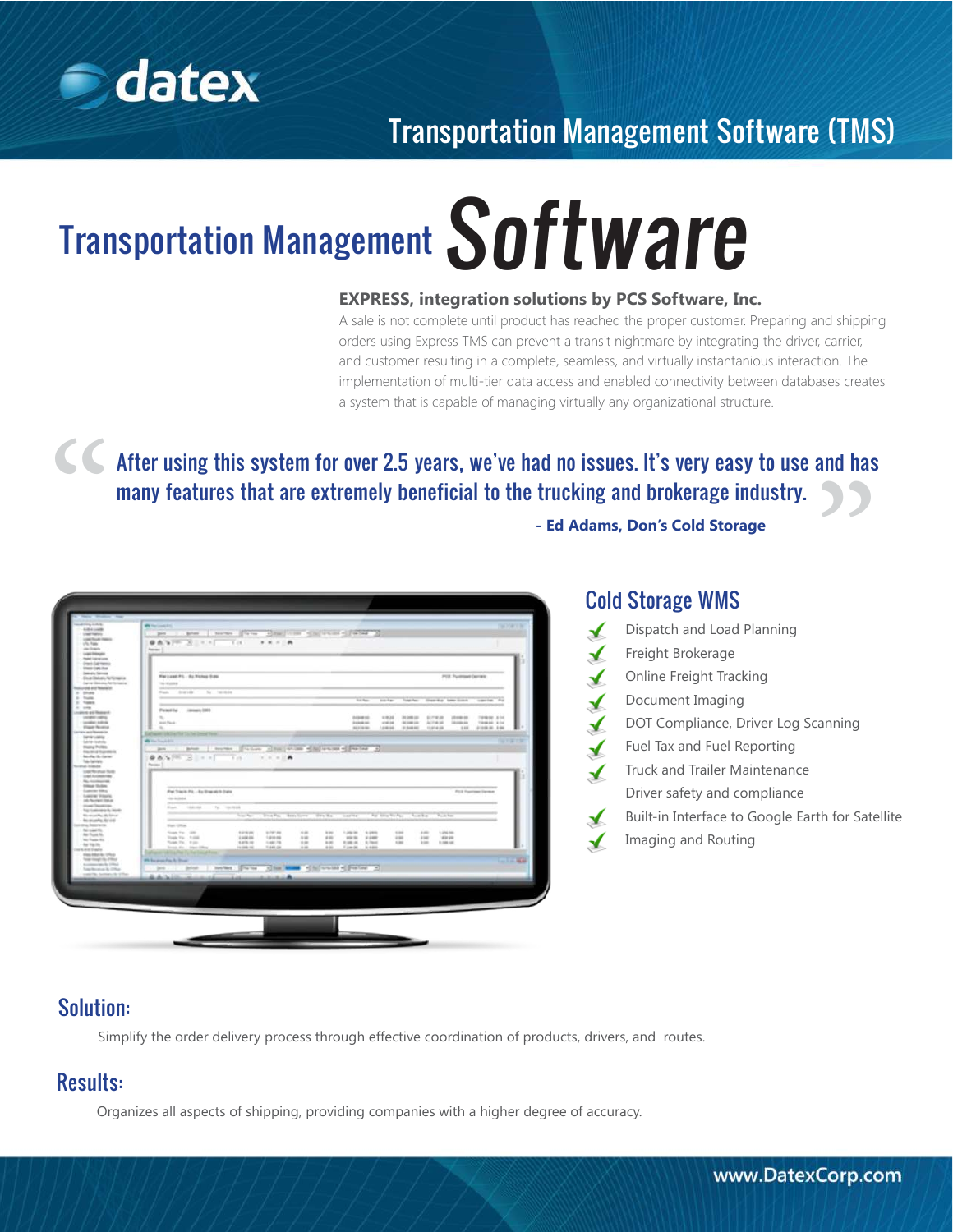datex

Transportation Management Software (TMS)

# Transportation Management Software

**EXPRESS, integration solutions by PCS Software, Inc.**

A sale is not complete until product has reached the proper customer. Preparing and shipping orders using Express TMS can prevent a transit nightmare by integrating the driver, carrier, and customer resulting in a complete, seamless, and virtually instantanious interaction. The implementation of multi-tier data access and enabled connectivity between databases creates a system that is capable of managing virtually any organizational structure.

> After using this system for over 2.5 years, we've had no issues. It's very easy to use and has many features that are extremely beneficial to the trucking and brokerage industry.
>
> **- Ed Adams, Don's Cold Storage**

## Cold Storage WMS

- Dispatch and Load Planning
- Freight Brokerage
- Online Freight Tracking
- Document Imaging
- DOT Compliance, Driver Log Scanning
- Fuel Tax and Fuel Reporting
- Truck and Trailer Maintenance
- Driver safety and compliance
- Built-in Interface to Google Earth for Satellite
- Imaging and Routing

## Solution:

Simplify the order delivery process through effective coordination of products, drivers, and routes.

## Results:

Organizes all aspects of shipping, providing companies with a higher degree of accuracy.

www.DatexCorp.com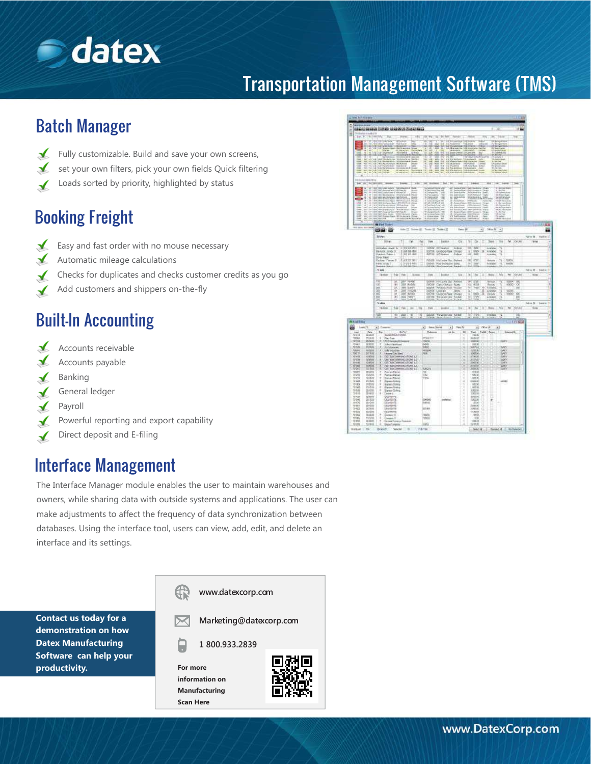# datex

## Transportation Management Software (TMS)

## Batch Manager

- Fully customizable. Build and save your own screens,
- set your own filters, pick your own fields Quick filtering
- Loads sorted by priority, highlighted by status

## Booking Freight

- Easy and fast order with no mouse necessary
- Automatic mileage calculations
- Checks for duplicates and checks customer credits as you go
- Add customers and shippers on-the-fly

## Built-In Accounting

- Accounts receivable
- Accounts payable
- Banking
- General ledger
- Payroll
- Powerful reporting and export capability
- Direct deposit and E-filing

## Interface Management

The Interface Manager module enables the user to maintain warehouses and owners, while sharing data with outside systems and applications. The user can make adjustments to affect the frequency of data synchronization between databases. Using the interface tool, users can view, add, edit, and delete an interface and its settings.

**Contact us today for a demonstration on how Datex Manufacturing Software can help your productivity.**

www.datexcorp.com

Marketing@datexcorp.com

1 800.933.2839

**For more information on Manufacturing Scan Here**

www.DatexCorp.com